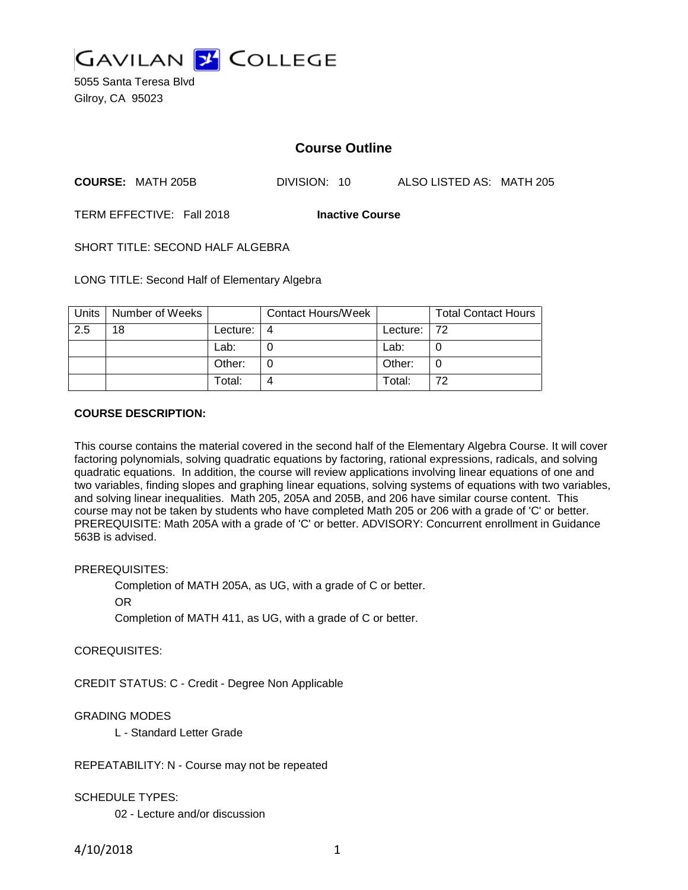# GAVILAN COLLEGE

5055 Santa Teresa Blvd
Gilroy, CA 95023

## Course Outline

**COURSE:** MATH 205B DIVISION: 10 ALSO LISTED AS: MATH 205

TERM EFFECTIVE: Fall 2018 **Inactive Course**

SHORT TITLE: SECOND HALF ALGEBRA

LONG TITLE: Second Half of Elementary Algebra

| Units | Number of Weeks | | Contact Hours/Week | | Total Contact Hours |
|---|---|---|---|---|---|
| 2.5 | 18 | Lecture: | 4 | Lecture: | 72 |
| | | Lab: | 0 | Lab: | 0 |
| | | Other: | 0 | Other: | 0 |
| | | Total: | 4 | Total: | 72 |

**COURSE DESCRIPTION:**

This course contains the material covered in the second half of the Elementary Algebra Course. It will cover factoring polynomials, solving quadratic equations by factoring, rational expressions, radicals, and solving quadratic equations. In addition, the course will review applications involving linear equations of one and two variables, finding slopes and graphing linear equations, solving systems of equations with two variables, and solving linear inequalities. Math 205, 205A and 205B, and 206 have similar course content. This course may not be taken by students who have completed Math 205 or 206 with a grade of 'C' or better. PREREQUISITE: Math 205A with a grade of 'C' or better. ADVISORY: Concurrent enrollment in Guidance 563B is advised.

PREREQUISITES:

Completion of MATH 205A, as UG, with a grade of C or better.

OR

Completion of MATH 411, as UG, with a grade of C or better.

COREQUISITES:

CREDIT STATUS: C - Credit - Degree Non Applicable

GRADING MODES

L - Standard Letter Grade

REPEATABILITY: N - Course may not be repeated

SCHEDULE TYPES:

02 - Lecture and/or discussion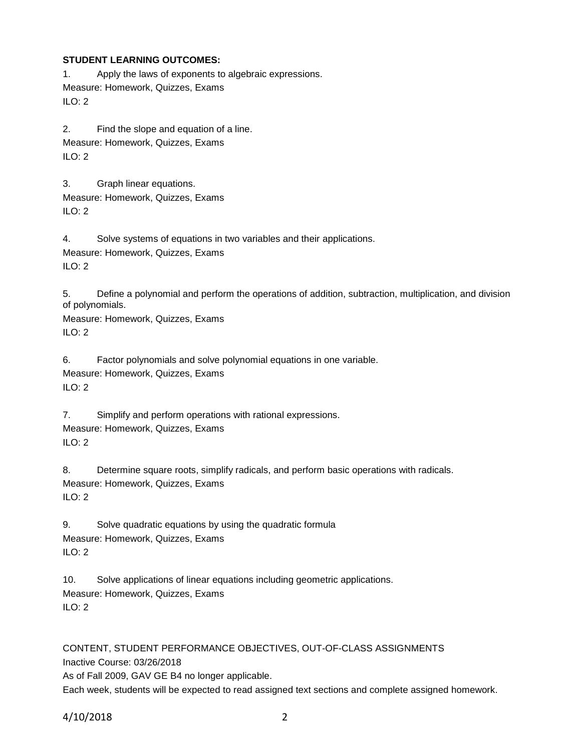**STUDENT LEARNING OUTCOMES:**

1. Apply the laws of exponents to algebraic expressions.
Measure: Homework, Quizzes, Exams
ILO: 2

2. Find the slope and equation of a line.
Measure: Homework, Quizzes, Exams
ILO: 2

3. Graph linear equations.
Measure: Homework, Quizzes, Exams
ILO: 2

4. Solve systems of equations in two variables and their applications.
Measure: Homework, Quizzes, Exams
ILO: 2

5. Define a polynomial and perform the operations of addition, subtraction, multiplication, and division of polynomials.
Measure: Homework, Quizzes, Exams
ILO: 2

6. Factor polynomials and solve polynomial equations in one variable.
Measure: Homework, Quizzes, Exams
ILO: 2

7. Simplify and perform operations with rational expressions.
Measure: Homework, Quizzes, Exams
ILO: 2

8. Determine square roots, simplify radicals, and perform basic operations with radicals.
Measure: Homework, Quizzes, Exams
ILO: 2

9. Solve quadratic equations by using the quadratic formula
Measure: Homework, Quizzes, Exams
ILO: 2

10. Solve applications of linear equations including geometric applications.
Measure: Homework, Quizzes, Exams
ILO: 2

CONTENT, STUDENT PERFORMANCE OBJECTIVES, OUT-OF-CLASS ASSIGNMENTS
Inactive Course: 03/26/2018
As of Fall 2009, GAV GE B4 no longer applicable.
Each week, students will be expected to read assigned text sections and complete assigned homework.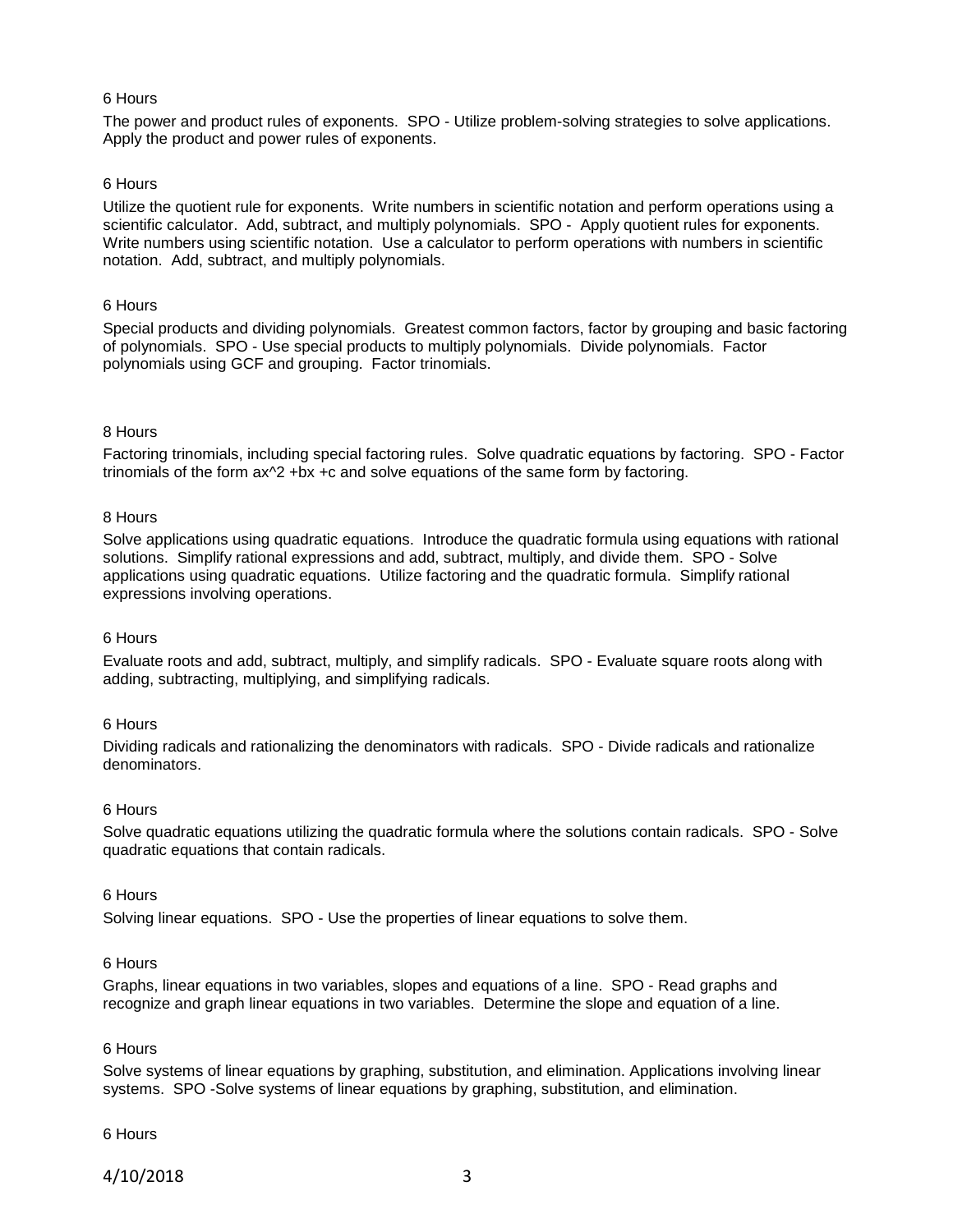6 Hours

The power and product rules of exponents. SPO - Utilize problem-solving strategies to solve applications. Apply the product and power rules of exponents.

6 Hours

Utilize the quotient rule for exponents. Write numbers in scientific notation and perform operations using a scientific calculator. Add, subtract, and multiply polynomials. SPO - Apply quotient rules for exponents. Write numbers using scientific notation. Use a calculator to perform operations with numbers in scientific notation. Add, subtract, and multiply polynomials.

6 Hours

Special products and dividing polynomials. Greatest common factors, factor by grouping and basic factoring of polynomials. SPO - Use special products to multiply polynomials. Divide polynomials. Factor polynomials using GCF and grouping. Factor trinomials.

8 Hours

Factoring trinomials, including special factoring rules. Solve quadratic equations by factoring. SPO - Factor trinomials of the form $ax^2 + bx + c$ and solve equations of the same form by factoring.

8 Hours

Solve applications using quadratic equations. Introduce the quadratic formula using equations with rational solutions. Simplify rational expressions and add, subtract, multiply, and divide them. SPO - Solve applications using quadratic equations. Utilize factoring and the quadratic formula. Simplify rational expressions involving operations.

6 Hours

Evaluate roots and add, subtract, multiply, and simplify radicals. SPO - Evaluate square roots along with adding, subtracting, multiplying, and simplifying radicals.

6 Hours

Dividing radicals and rationalizing the denominators with radicals. SPO - Divide radicals and rationalize denominators.

6 Hours

Solve quadratic equations utilizing the quadratic formula where the solutions contain radicals. SPO - Solve quadratic equations that contain radicals.

6 Hours

Solving linear equations. SPO - Use the properties of linear equations to solve them.

6 Hours

Graphs, linear equations in two variables, slopes and equations of a line. SPO - Read graphs and recognize and graph linear equations in two variables. Determine the slope and equation of a line.

6 Hours

Solve systems of linear equations by graphing, substitution, and elimination. Applications involving linear systems. SPO -Solve systems of linear equations by graphing, substitution, and elimination.

6 Hours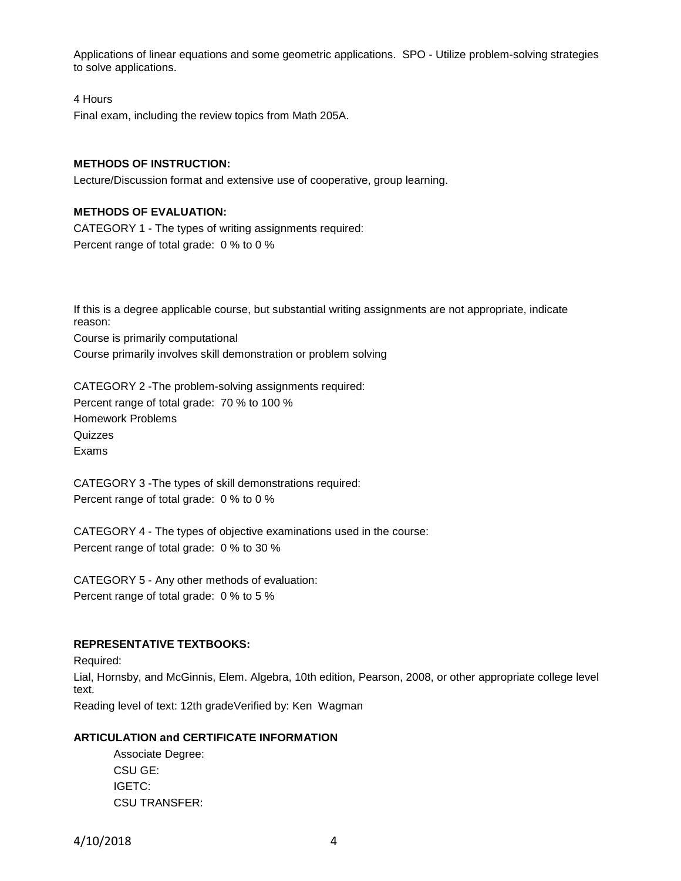Applications of linear equations and some geometric applications.  SPO - Utilize problem-solving strategies to solve applications.

4 Hours

Final exam, including the review topics from Math 205A.

**METHODS OF INSTRUCTION:**

Lecture/Discussion format and extensive use of cooperative, group learning.

**METHODS OF EVALUATION:**

CATEGORY 1 - The types of writing assignments required:

Percent range of total grade:  0 % to 0 %

If this is a degree applicable course, but substantial writing assignments are not appropriate, indicate reason:

Course is primarily computational

Course primarily involves skill demonstration or problem solving

CATEGORY 2 -The problem-solving assignments required:

Percent range of total grade:  70 % to 100 %

Homework Problems

Quizzes

Exams

CATEGORY 3 -The types of skill demonstrations required:

Percent range of total grade:  0 % to 0 %

CATEGORY 4 - The types of objective examinations used in the course:

Percent range of total grade:  0 % to 30 %

CATEGORY 5 - Any other methods of evaluation:

Percent range of total grade:  0 % to 5 %

**REPRESENTATIVE TEXTBOOKS:**

Required:

Lial, Hornsby, and McGinnis, Elem. Algebra, 10th edition, Pearson, 2008, or other appropriate college level text.

Reading level of text: 12th gradeVerified by: Ken  Wagman

**ARTICULATION and CERTIFICATE INFORMATION**

Associate Degree:

CSU GE:

IGETC:

CSU TRANSFER: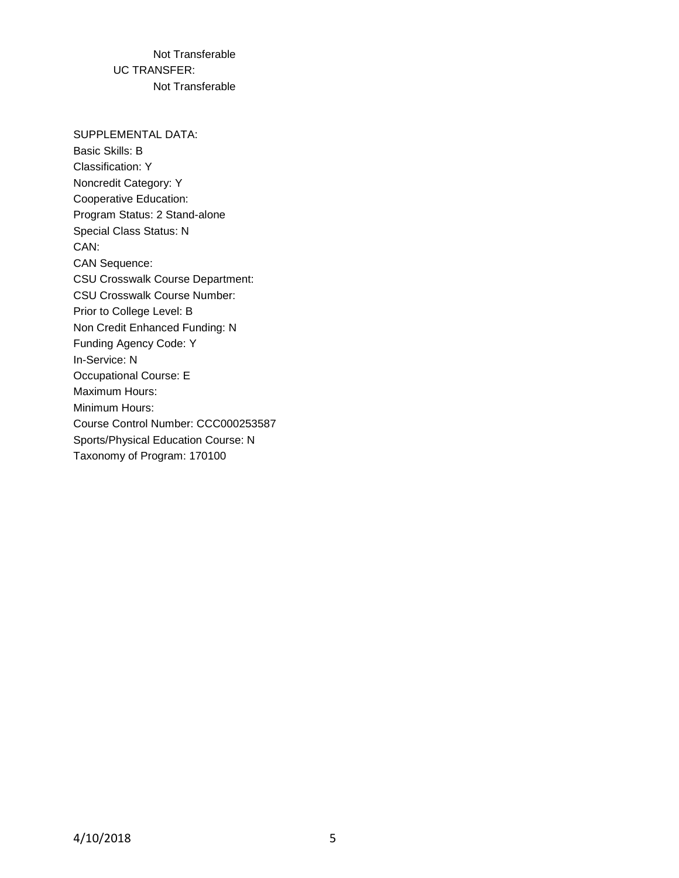Not Transferable

UC TRANSFER:

Not Transferable

SUPPLEMENTAL DATA:

Basic Skills: B
Classification: Y
Noncredit Category: Y
Cooperative Education:
Program Status: 2 Stand-alone
Special Class Status: N
CAN:
CAN Sequence:
CSU Crosswalk Course Department:
CSU Crosswalk Course Number:
Prior to College Level: B
Non Credit Enhanced Funding: N
Funding Agency Code: Y
In-Service: N
Occupational Course: E
Maximum Hours:
Minimum Hours:
Course Control Number: CCC000253587
Sports/Physical Education Course: N
Taxonomy of Program: 170100